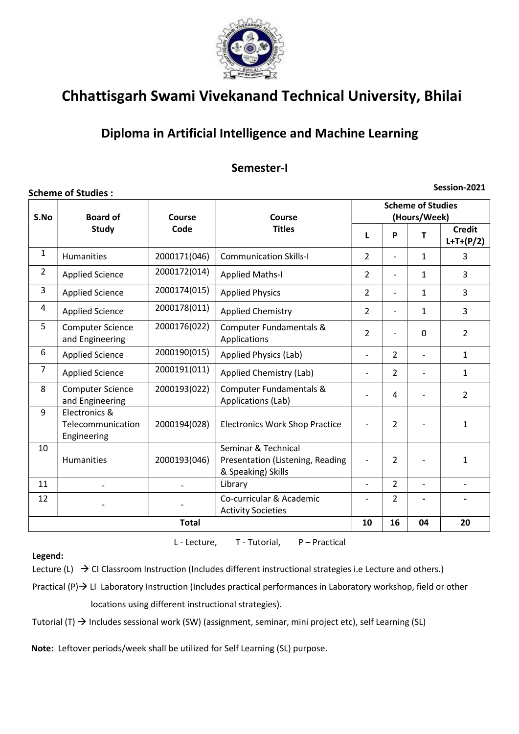# Chhattisgarh Swami Vivekanand Technical University, Bhilai

## Diploma in Artificial Intelligence and Machine Learning

### Semester-I

**Scheme of Studies :** **Session-2021**

| S.No | Board of Study | Course Code | Course Titles | Scheme of Studies (Hours/Week) | | | |
|---|---|---|---|---|---|---|---|
| | | | | L | P | T | Credit L+T+(P/2) |
| 1 | Humanities | 2000171(046) | Communication Skills-I | 2 | - | 1 | 3 |
| 2 | Applied Science | 2000172(014) | Applied Maths-I | 2 | - | 1 | 3 |
| 3 | Applied Science | 2000174(015) | Applied Physics | 2 | - | 1 | 3 |
| 4 | Applied Science | 2000178(011) | Applied Chemistry | 2 | - | 1 | 3 |
| 5 | Computer Science and Engineering | 2000176(022) | Computer Fundamentals & Applications | 2 | - | 0 | 2 |
| 6 | Applied Science | 2000190(015) | Applied Physics (Lab) | - | 2 | - | 1 |
| 7 | Applied Science | 2000191(011) | Applied Chemistry (Lab) | - | 2 | - | 1 |
| 8 | Computer Science and Engineering | 2000193(022) | Computer Fundamentals & Applications (Lab) | - | 4 | - | 2 |
| 9 | Electronics & Telecommunication Engineering | 2000194(028) | Electronics Work Shop Practice | - | 2 | - | 1 |
| 10 | Humanities | 2000193(046) | Seminar & Technical Presentation (Listening, Reading & Speaking) Skills | - | 2 | - | 1 |
| 11 | - | - | Library | - | 2 | - | - |
| 12 | - | - | Co-curricular & Academic Activity Societies | - | 2 | - | - |
| **Total** | | | | **10** | **16** | **04** | **20** |

L - Lecture, T - Tutorial, P – Practical

**Legend:**

Lecture (L) → CI Classroom Instruction (Includes different instructional strategies i.e Lecture and others.)

Practical (P)→ LI Laboratory Instruction (Includes practical performances in Laboratory workshop, field or other locations using different instructional strategies).

Tutorial (T) → Includes sessional work (SW) (assignment, seminar, mini project etc), self Learning (SL)

**Note:** Leftover periods/week shall be utilized for Self Learning (SL) purpose.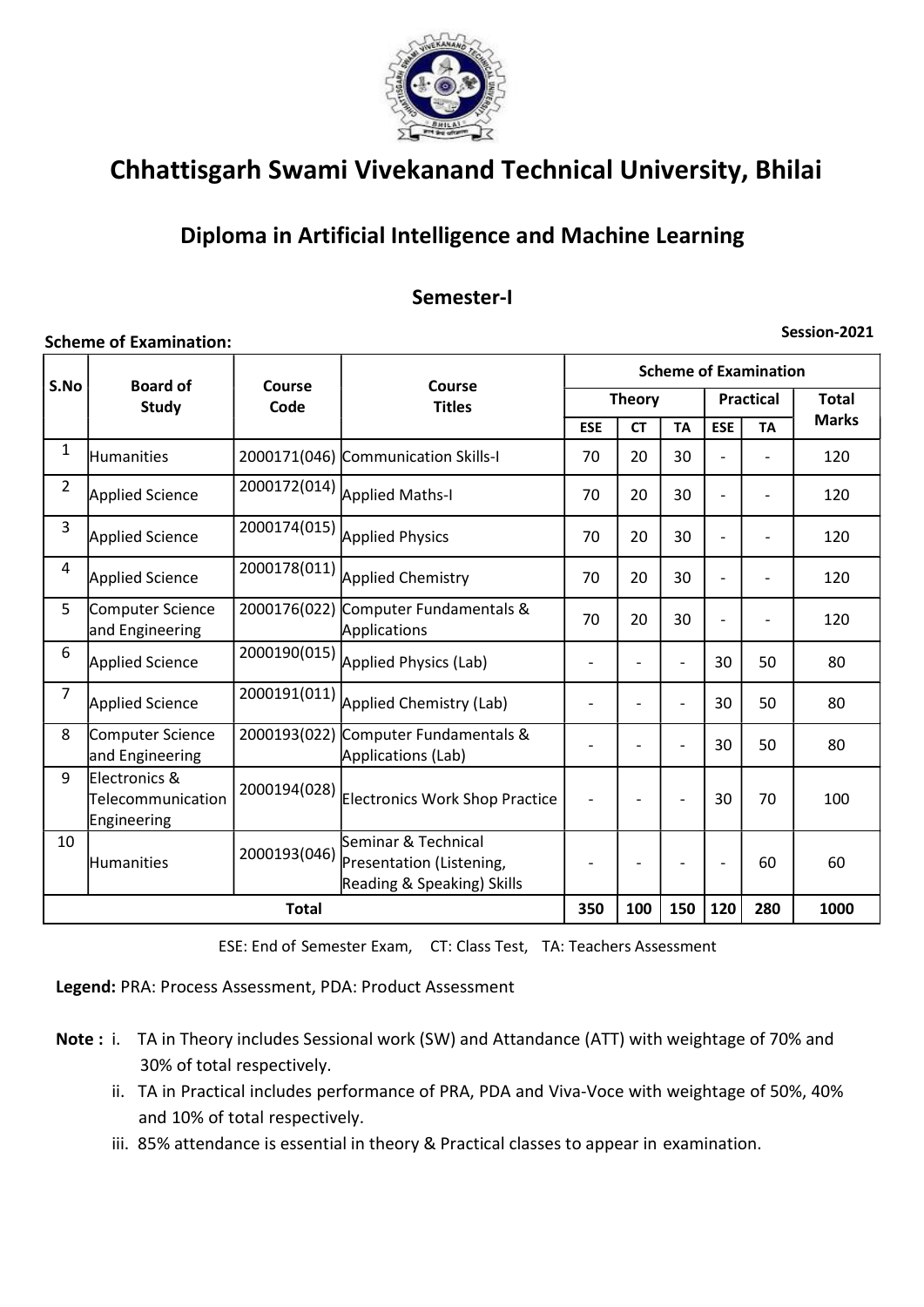# Chhattisgarh Swami Vivekanand Technical University, Bhilai

## Diploma in Artificial Intelligence and Machine Learning

### Semester-I

**Scheme of Examination:** Session-2021

| S.No | Board of Study | Course Code | Course Titles | Scheme of Examination | | | | | |
|---|---|---|---|---|---|---|---|---|---|
| | | | | Theory | | | Practical | | Total Marks |
| | | | | ESE | CT | TA | ESE | TA | |
| 1 | Humanities | 2000171(046) | Communication Skills-I | 70 | 20 | 30 | - | - | 120 |
| 2 | Applied Science | 2000172(014) | Applied Maths-I | 70 | 20 | 30 | - | - | 120 |
| 3 | Applied Science | 2000174(015) | Applied Physics | 70 | 20 | 30 | - | - | 120 |
| 4 | Applied Science | 2000178(011) | Applied Chemistry | 70 | 20 | 30 | - | - | 120 |
| 5 | Computer Science and Engineering | 2000176(022) | Computer Fundamentals & Applications | 70 | 20 | 30 | - | - | 120 |
| 6 | Applied Science | 2000190(015) | Applied Physics (Lab) | - | - | - | 30 | 50 | 80 |
| 7 | Applied Science | 2000191(011) | Applied Chemistry (Lab) | - | - | - | 30 | 50 | 80 |
| 8 | Computer Science and Engineering | 2000193(022) | Computer Fundamentals & Applications (Lab) | - | - | - | 30 | 50 | 80 |
| 9 | Electronics & Telecommunication Engineering | 2000194(028) | Electronics Work Shop Practice | - | - | - | 30 | 70 | 100 |
| 10 | Humanities | 2000193(046) | Seminar & Technical Presentation (Listening, Reading & Speaking) Skills | - | - | - | - | 60 | 60 |
| | | | **Total** | **350** | **100** | **150** | **120** | **280** | **1000** |

ESE: End of Semester Exam, CT: Class Test, TA: Teachers Assessment

**Legend:** PRA: Process Assessment, PDA: Product Assessment

**Note :**

i. TA in Theory includes Sessional work (SW) and Attandance (ATT) with weightage of 70% and 30% of total respectively.

ii. TA in Practical includes performance of PRA, PDA and Viva-Voce with weightage of 50%, 40% and 10% of total respectively.

iii. 85% attendance is essential in theory & Practical classes to appear in examination.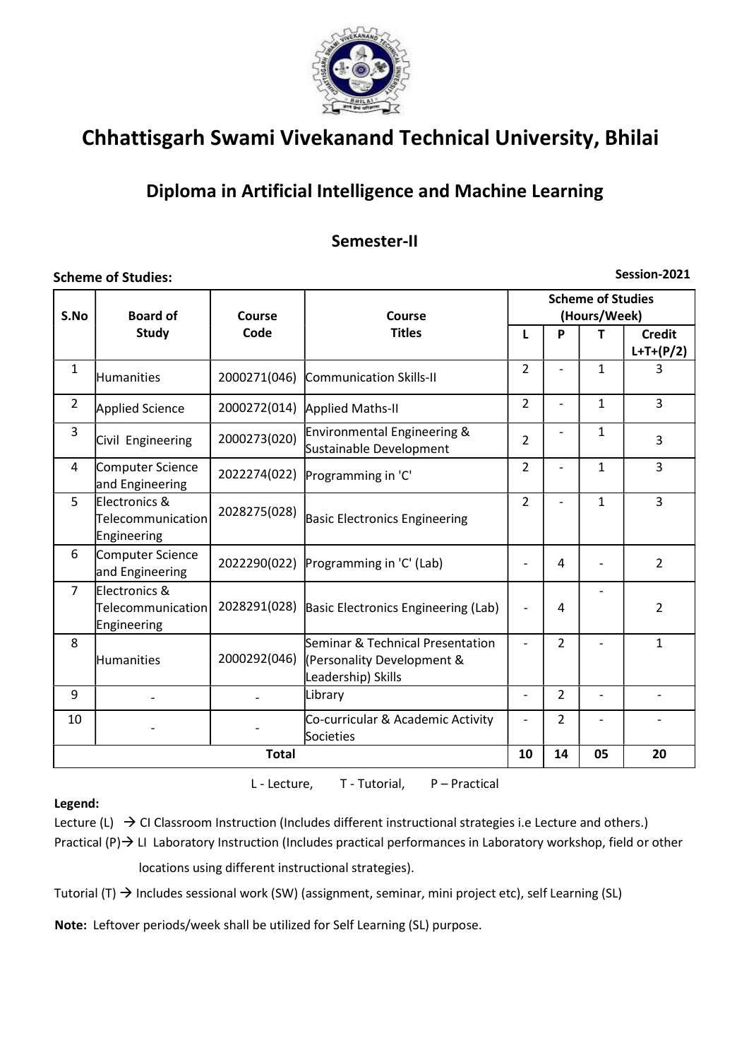# Chhattisgarh Swami Vivekanand Technical University, Bhilai

## Diploma in Artificial Intelligence and Machine Learning

### Semester-II

**Scheme of Studies:** **Session-2021**

| S.No | Board of Study | Course Code | Course Titles | Scheme of Studies (Hours/Week) | | | |
|---|---|---|---|---|---|---|---|
| | | | | L | P | T | Credit L+T+(P/2) |
| 1 | Humanities | 2000271(046) | Communication Skills-II | 2 | - | 1 | 3 |
| 2 | Applied Science | 2000272(014) | Applied Maths-II | 2 | - | 1 | 3 |
| 3 | Civil Engineering | 2000273(020) | Environmental Engineering & Sustainable Development | 2 | - | 1 | 3 |
| 4 | Computer Science and Engineering | 2022274(022) | Programming in 'C' | 2 | - | 1 | 3 |
| 5 | Electronics & Telecommunication Engineering | 2028275(028) | Basic Electronics Engineering | 2 | - | 1 | 3 |
| 6 | Computer Science and Engineering | 2022290(022) | Programming in 'C' (Lab) | - | 4 | - | 2 |
| 7 | Electronics & Telecommunication Engineering | 2028291(028) | Basic Electronics Engineering (Lab) | - | 4 | - | 2 |
| 8 | Humanities | 2000292(046) | Seminar & Technical Presentation (Personality Development & Leadership) Skills | - | 2 | - | 1 |
| 9 | - | - | Library | - | 2 | - | - |
| 10 | - | - | Co-curricular & Academic Activity Societies | - | 2 | - | - |
| **Total** | | | | **10** | **14** | **05** | **20** |

L - Lecture, T - Tutorial, P – Practical

**Legend:**

Lecture (L) → CI Classroom Instruction (Includes different instructional strategies i.e Lecture and others.)

Practical (P)→ LI Laboratory Instruction (Includes practical performances in Laboratory workshop, field or other locations using different instructional strategies).

Tutorial (T) → Includes sessional work (SW) (assignment, seminar, mini project etc), self Learning (SL)

**Note:** Leftover periods/week shall be utilized for Self Learning (SL) purpose.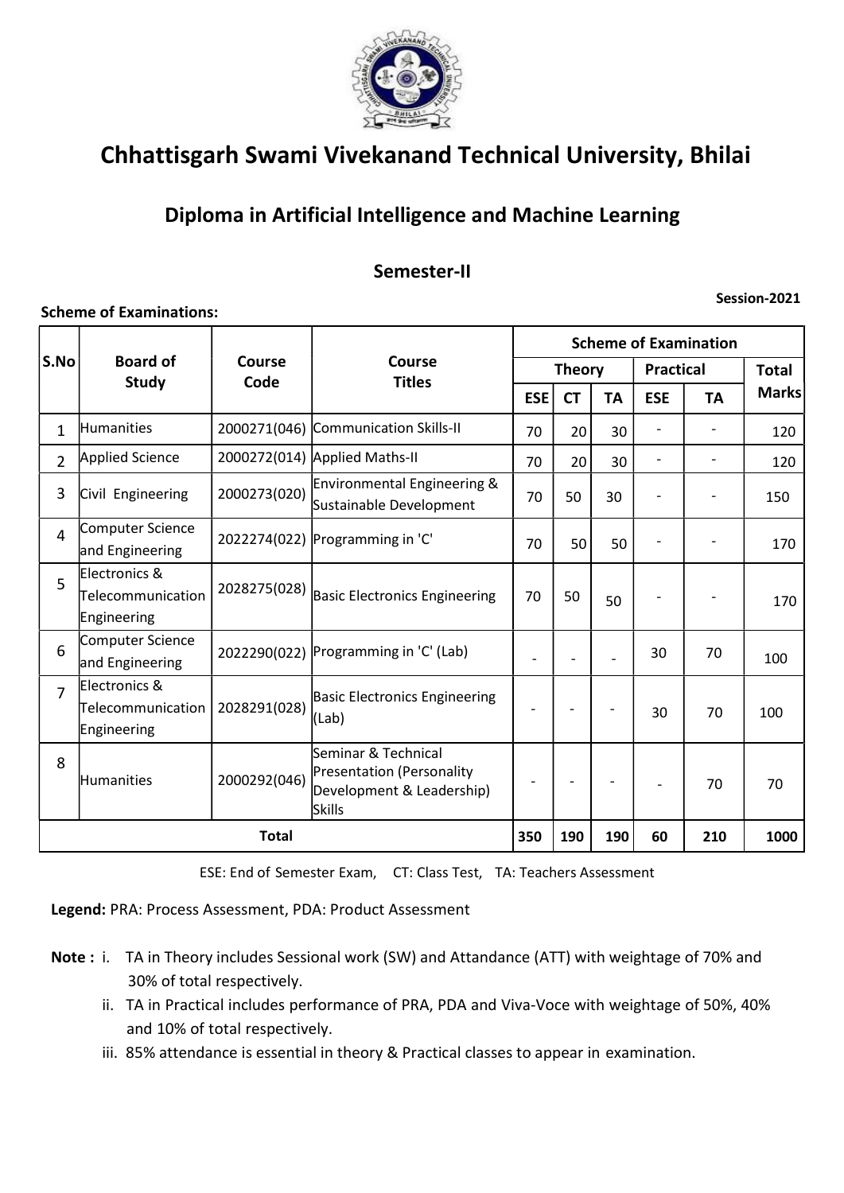# Chhattisgarh Swami Vivekanand Technical University, Bhilai

## Diploma in Artificial Intelligence and Machine Learning

### Semester-II

**Session-2021**

**Scheme of Examinations:**

| S.No | Board of Study | Course Code | Course Titles | Scheme of Examination | | | | | |
|---|---|---|---|---|---|---|---|---|---|
| | | | | Theory | | | Practical | | Total Marks |
| | | | | ESE | CT | TA | ESE | TA | |
| 1 | Humanities | 2000271(046) | Communication Skills-II | 70 | 20 | 30 | - | - | 120 |
| 2 | Applied Science | 2000272(014) | Applied Maths-II | 70 | 20 | 30 | - | - | 120 |
| 3 | Civil Engineering | 2000273(020) | Environmental Engineering & Sustainable Development | 70 | 50 | 30 | - | - | 150 |
| 4 | Computer Science and Engineering | 2022274(022) | Programming in 'C' | 70 | 50 | 50 | - | - | 170 |
| 5 | Electronics & Telecommunication Engineering | 2028275(028) | Basic Electronics Engineering | 70 | 50 | 50 | - | - | 170 |
| 6 | Computer Science and Engineering | 2022290(022) | Programming in 'C' (Lab) | - | - | - | 30 | 70 | 100 |
| 7 | Electronics & Telecommunication Engineering | 2028291(028) | Basic Electronics Engineering (Lab) | - | - | - | 30 | 70 | 100 |
| 8 | Humanities | 2000292(046) | Seminar & Technical Presentation (Personality Development & Leadership) Skills | - | - | - | - | 70 | 70 |
| **Total** | | | | **350** | **190** | **190** | **60** | **210** | **1000** |

ESE: End of Semester Exam, CT: Class Test, TA: Teachers Assessment

**Legend:** PRA: Process Assessment, PDA: Product Assessment

**Note :**
- i. TA in Theory includes Sessional work (SW) and Attandance (ATT) with weightage of 70% and 30% of total respectively.
- ii. TA in Practical includes performance of PRA, PDA and Viva-Voce with weightage of 50%, 40% and 10% of total respectively.
- iii. 85% attendance is essential in theory & Practical classes to appear in examination.